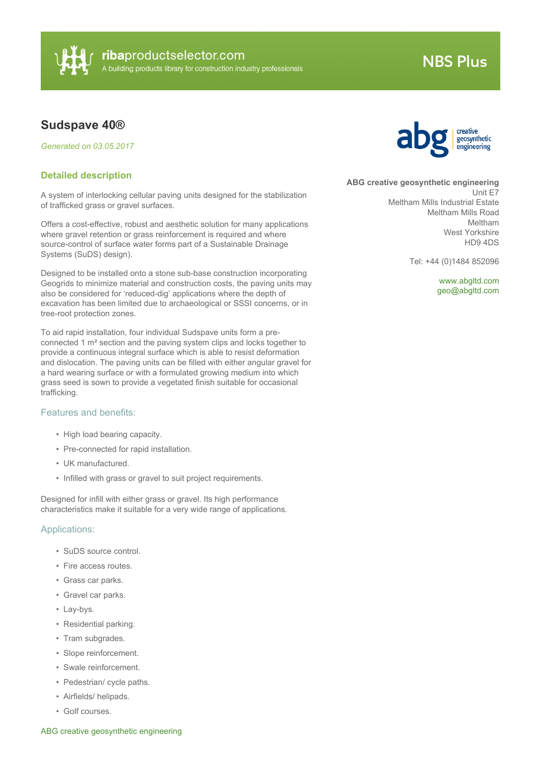# Sudspave 40®

*Generated on 03.05.2017*

**ABG creative geosynthetic engineering**
Unit E7
Meltham Mills Industrial Estate
Meltham Mills Road
Meltham
West Yorkshire
HD9 4DS

Tel: +44 (0)1484 852096

www.abgltd.com
geo@abgltd.com

## Detailed description

A system of interlocking cellular paving units designed for the stabilization of trafficked grass or gravel surfaces.

Offers a cost-effective, robust and aesthetic solution for many applications where gravel retention or grass reinforcement is required and where source-control of surface water forms part of a Sustainable Drainage Systems (SuDS) design).

Designed to be installed onto a stone sub-base construction incorporating Geogrids to minimize material and construction costs, the paving units may also be considered for 'reduced-dig' applications where the depth of excavation has been limited due to archaeological or SSSI concerns, or in tree-root protection zones.

To aid rapid installation, four individual Sudspave units form a pre-connected 1 m² section and the paving system clips and locks together to provide a continuous integral surface which is able to resist deformation and dislocation. The paving units can be filled with either angular gravel for a hard wearing surface or with a formulated growing medium into which grass seed is sown to provide a vegetated finish suitable for occasional trafficking.

### Features and benefits:

- High load bearing capacity.
- Pre-connected for rapid installation.
- UK manufactured.
- Infilled with grass or gravel to suit project requirements.

Designed for infill with either grass or gravel. Its high performance characteristics make it suitable for a very wide range of applications.

### Applications:

- SuDS source control.
- Fire access routes.
- Grass car parks.
- Gravel car parks.
- Lay-bys.
- Residential parking.
- Tram subgrades.
- Slope reinforcement.
- Swale reinforcement.
- Pedestrian/ cycle paths.
- Airfields/ helipads.
- Golf courses.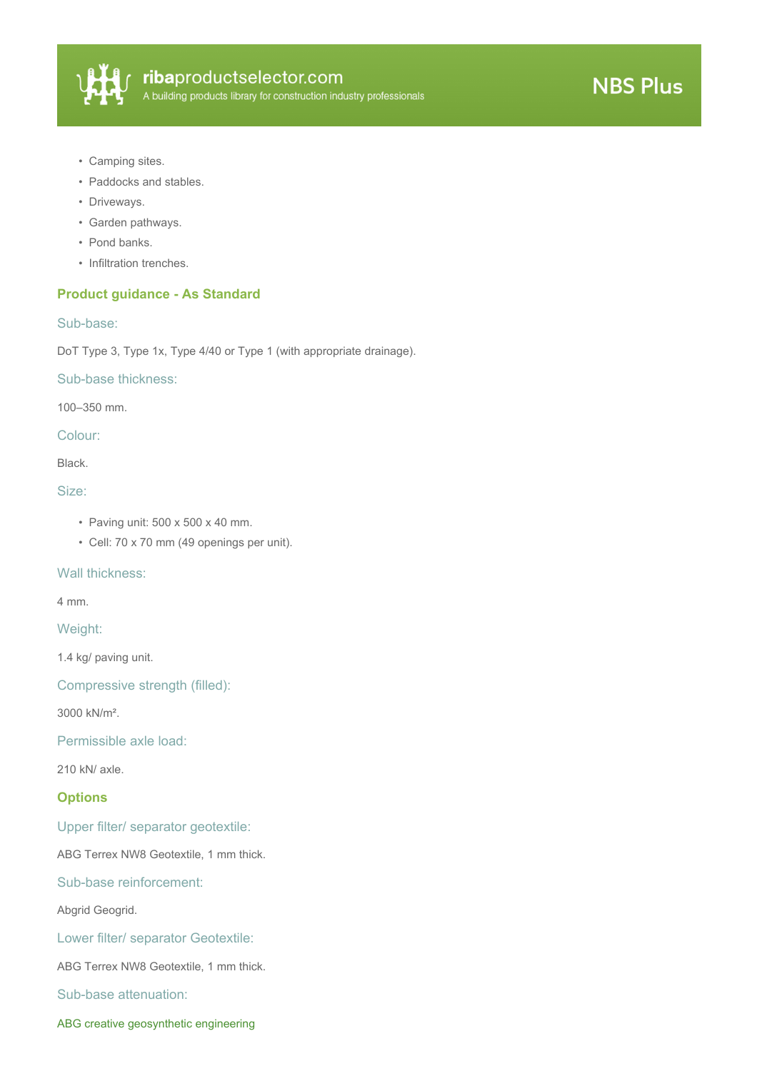- Camping sites.
- Paddocks and stables.
- Driveways.
- Garden pathways.
- Pond banks.
- Infiltration trenches.

## Product guidance - As Standard

### Sub-base:

DoT Type 3, Type 1x, Type 4/40 or Type 1 (with appropriate drainage).

### Sub-base thickness:

100–350 mm.

### Colour:

Black.

### Size:

- Paving unit: 500 x 500 x 40 mm.
- Cell: 70 x 70 mm (49 openings per unit).

### Wall thickness:

4 mm.

### Weight:

1.4 kg/ paving unit.

### Compressive strength (filled):

3000 kN/m².

### Permissible axle load:

210 kN/ axle.

## Options

### Upper filter/ separator geotextile:

ABG Terrex NW8 Geotextile, 1 mm thick.

### Sub-base reinforcement:

Abgrid Geogrid.

### Lower filter/ separator Geotextile:

ABG Terrex NW8 Geotextile, 1 mm thick.

### Sub-base attenuation:

ABG creative geosynthetic engineering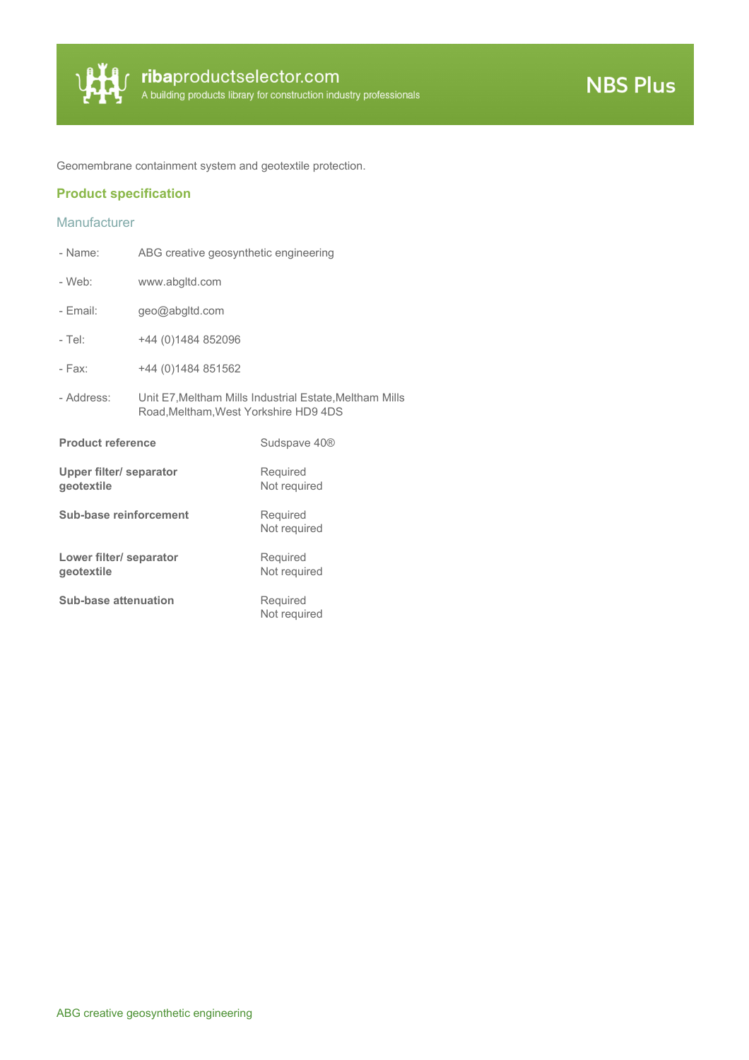Geomembrane containment system and geotextile protection.

## Product specification

### Manufacturer

- Name: ABG creative geosynthetic engineering
- Web: www.abgltd.com
- Email: geo@abgltd.com
- Tel: +44 (0)1484 852096
- Fax: +44 (0)1484 851562
- Address: Unit E7,Meltham Mills Industrial Estate,Meltham Mills Road,Meltham,West Yorkshire HD9 4DS

| | |
|---|---|
| **Product reference** | Sudspave 40® |
| **Upper filter/ separator geotextile** | Required<br>Not required |
| **Sub-base reinforcement** | Required<br>Not required |
| **Lower filter/ separator geotextile** | Required<br>Not required |
| **Sub-base attenuation** | Required<br>Not required |